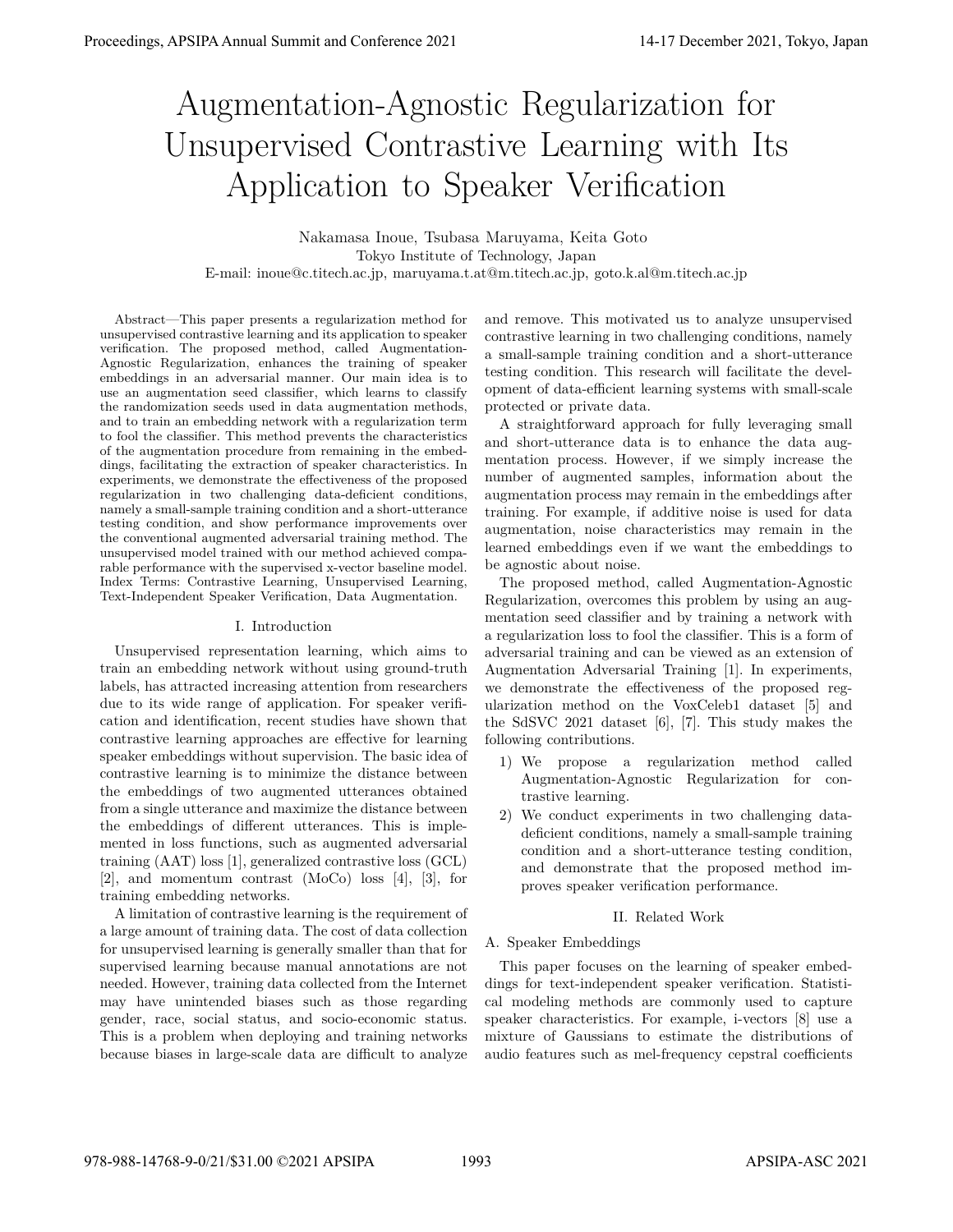# Augmentation-Agnostic Regularization for Unsupervised Contrastive Learning with Its Application to Speaker Verification

Nakamasa Inoue, Tsubasa Maruyama, Keita Goto
Tokyo Institute of Technology, Japan
E-mail: inoue@c.titech.ac.jp, maruyama.t.at@m.titech.ac.jp, goto.k.al@m.titech.ac.jp

*Abstract*—This paper presents a regularization method for unsupervised contrastive learning and its application to speaker verification. The proposed method, called Augmentation-Agnostic Regularization, enhances the training of speaker embeddings in an adversarial manner. Our main idea is to use an augmentation seed classifier, which learns to classify the randomization seeds used in data augmentation methods, and to train an embedding network with a regularization term to fool the classifier. This method prevents the characteristics of the augmentation procedure from remaining in the embeddings, facilitating the extraction of speaker characteristics. In experiments, we demonstrate the effectiveness of the proposed regularization in two challenging data-deficient conditions, namely a small-sample training condition and a short-utterance testing condition, and show performance improvements over the conventional augmented adversarial training method. The unsupervised model trained with our method achieved comparable performance with the supervised x-vector baseline model.

*Index Terms*: Contrastive Learning, Unsupervised Learning, Text-Independent Speaker Verification, Data Augmentation.

## I. Introduction

Unsupervised representation learning, which aims to train an embedding network without using ground-truth labels, has attracted increasing attention from researchers due to its wide range of application. For speaker verification and identification, recent studies have shown that contrastive learning approaches are effective for learning speaker embeddings without supervision. The basic idea of contrastive learning is to minimize the distance between the embeddings of two augmented utterances obtained from a single utterance and maximize the distance between the embeddings of different utterances. This is implemented in loss functions, such as augmented adversarial training (AAT) loss [1], generalized contrastive loss (GCL) [2], and momentum contrast (MoCo) loss [4], [3], for training embedding networks.

A limitation of contrastive learning is the requirement of a large amount of training data. The cost of data collection for unsupervised learning is generally smaller than that for supervised learning because manual annotations are not needed. However, training data collected from the Internet may have unintended biases such as those regarding gender, race, social status, and socio-economic status. This is a problem when deploying and training networks because biases in large-scale data are difficult to analyze and remove. This motivated us to analyze unsupervised contrastive learning in two challenging conditions, namely a small-sample training condition and a short-utterance testing condition. This research will facilitate the development of data-efficient learning systems with small-scale protected or private data.

A straightforward approach for fully leveraging small and short-utterance data is to enhance the data augmentation process. However, if we simply increase the number of augmented samples, information about the augmentation process may remain in the embeddings after training. For example, if additive noise is used for data augmentation, noise characteristics may remain in the learned embeddings even if we want the embeddings to be agnostic about noise.

The proposed method, called Augmentation-Agnostic Regularization, overcomes this problem by using an augmentation seed classifier and by training a network with a regularization loss to fool the classifier. This is a form of adversarial training and can be viewed as an extension of Augmentation Adversarial Training [1]. In experiments, we demonstrate the effectiveness of the proposed regularization method on the VoxCeleb1 dataset [5] and the SdSVC 2021 dataset [6], [7]. This study makes the following contributions.

1) We propose a regularization method called Augmentation-Agnostic Regularization for contrastive learning.
2) We conduct experiments in two challenging data-deficient conditions, namely a small-sample training condition and a short-utterance testing condition, and demonstrate that the proposed method improves speaker verification performance.

## II. Related Work

### A. Speaker Embeddings

This paper focuses on the learning of speaker embeddings for text-independent speaker verification. Statistical modeling methods are commonly used to capture speaker characteristics. For example, i-vectors [8] use a mixture of Gaussians to estimate the distributions of audio features such as mel-frequency cepstral coefficients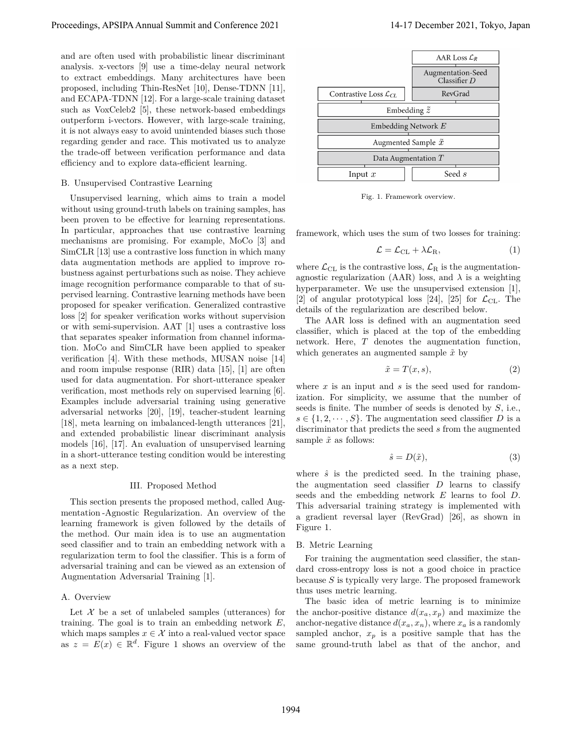and are often used with probabilistic linear discriminant analysis. x-vectors [9] use a time-delay neural network to extract embeddings. Many architectures have been proposed, including Thin-ResNet [10], Dense-TDNN [11], and ECAPA-TDNN [12]. For a large-scale training dataset such as VoxCeleb2 [5], these network-based embeddings outperform i-vectors. However, with large-scale training, it is not always easy to avoid unintended biases such those regarding gender and race. This motivated us to analyze the trade-off between verification performance and data efficiency and to explore data-efficient learning.

### B. Unsupervised Contrastive Learning

Unsupervised learning, which aims to train a model without using ground-truth labels on training samples, has been proven to be effective for learning representations. In particular, approaches that use contrastive learning mechanisms are promising. For example, MoCo [3] and SimCLR [13] use a contrastive loss function in which many data augmentation methods are applied to improve robustness against perturbations such as noise. They achieve image recognition performance comparable to that of supervised learning. Contrastive learning methods have been proposed for speaker verification. Generalized contrastive loss [2] for speaker verification works without supervision or with semi-supervision. AAT [1] uses a contrastive loss that separates speaker information from channel information. MoCo and SimCLR have been applied to speaker verification [4]. With these methods, MUSAN noise [14] and room impulse response (RIR) data [15], [1] are often used for data augmentation. For short-utterance speaker verification, most methods rely on supervised learning [6]. Examples include adversarial training using generative adversarial networks [20], [19], teacher-student learning [18], meta learning on imbalanced-length utterances [21], and extended probabilistic linear discriminant analysis models [16], [17]. An evaluation of unsupervised learning in a short-utterance testing condition would be interesting as a next step.

## III. Proposed Method

This section presents the proposed method, called Augmentation-Agnostic Regularization. An overview of the learning framework is given followed by the details of the method. Our main idea is to use an augmentation seed classifier and to train an embedding network with a regularization term to fool the classifier. This is a form of adversarial training and can be viewed as an extension of Augmentation Adversarial Training [1].

### A. Overview

Let $\mathcal{X}$ be a set of unlabeled samples (utterances) for training. The goal is to train an embedding network $E$, which maps samples $x \in \mathcal{X}$ into a real-valued vector space as $z = E(x) \in \mathbb{R}^d$. Figure 1 shows an overview of the framework, which uses the sum of two losses for training:

$$\mathcal{L} = \mathcal{L}_{\mathrm{CL}} + \lambda \mathcal{L}_{\mathrm{R}}, \tag{1}$$

where $\mathcal{L}_{\mathrm{CL}}$ is the contrastive loss, $\mathcal{L}_{\mathrm{R}}$ is the augmentation-agnostic regularization (AAR) loss, and $\lambda$ is a weighting hyperparameter. We use the unsupervised extension [1], [2] of angular prototypical loss [24], [25] for $\mathcal{L}_{\mathrm{CL}}$. The details of the regularization are described below.

| | AAR Loss $\mathcal{L}_R$ |
|---|---|
| | Augmentation-Seed Classifier $D$ |
| Contrastive Loss $\mathcal{L}_{CL}$ | RevGrad |
| Embedding $\tilde{z}$ | |
| Embedding Network $E$ | |
| Augmented Sample $\tilde{x}$ | |
| Data Augmentation $T$ | |
| Input $x$ | Seed $s$ |

Fig. 1. Framework overview.

The AAR loss is defined with an augmentation seed classifier, which is placed at the top of the embedding network. Here, $T$ denotes the augmentation function, which generates an augmented sample $\tilde{x}$ by

$$\tilde{x} = T(x, s), \tag{2}$$

where $x$ is an input and $s$ is the seed used for randomization. For simplicity, we assume that the number of seeds is finite. The number of seeds is denoted by $S$, i.e., $s \in \{1, 2, \cdots, S\}$. The augmentation seed classifier $D$ is a discriminator that predicts the seed $s$ from the augmented sample $\tilde{x}$ as follows:

$$\hat{s} = D(\tilde{x}), \tag{3}$$

where $\hat{s}$ is the predicted seed. In the training phase, the augmentation seed classifier $D$ learns to classify seeds and the embedding network $E$ learns to fool $D$. This adversarial training strategy is implemented with a gradient reversal layer (RevGrad) [26], as shown in Figure 1.

### B. Metric Learning

For training the augmentation seed classifier, the standard cross-entropy loss is not a good choice in practice because $S$ is typically very large. The proposed framework thus uses metric learning.

The basic idea of metric learning is to minimize the anchor-positive distance $d(x_a, x_p)$ and maximize the anchor-negative distance $d(x_a, x_n)$, where $x_a$ is a randomly sampled anchor, $x_p$ is a positive sample that has the same ground-truth label as that of the anchor, and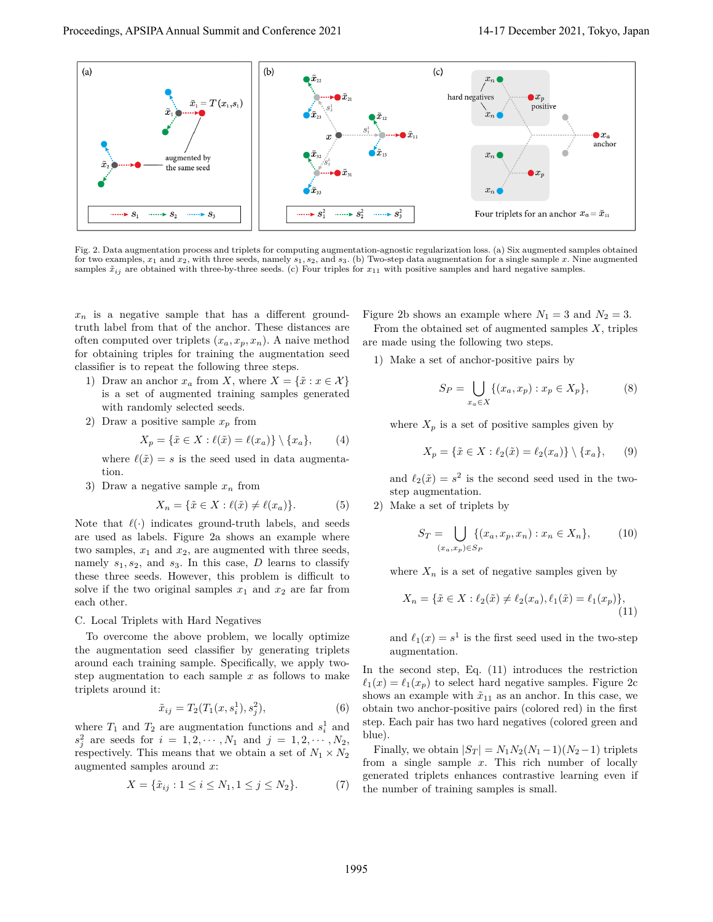Fig. 2. Data augmentation process and triplets for computing augmentation-agnostic regularization loss. (a) Six augmented samples obtained for two examples, $x_1$ and $x_2$, with three seeds, namely $s_1, s_2$, and $s_3$. (b) Two-step data augmentation for a single sample $x$. Nine augmented samples $\tilde{x}_{ij}$ are obtained with three-by-three seeds. (c) Four triples for $x_{11}$ with positive samples and hard negative samples.

$x_n$ is a negative sample that has a different ground-truth label from that of the anchor. These distances are often computed over triplets $(x_a, x_p, x_n)$. A naive method for obtaining triples for training the augmentation seed classifier is to repeat the following three steps.

1) Draw an anchor $x_a$ from $X$, where $X = \{\tilde{x} : x \in \mathcal{X}\}$ is a set of augmented training samples generated with randomly selected seeds.
2) Draw a positive sample $x_p$ from
$$X_p = \{\tilde{x} \in X : \ell(\tilde{x}) = \ell(x_a)\} \setminus \{x_a\}, \tag{4}$$
where $\ell(\tilde{x}) = s$ is the seed used in data augmentation.
3) Draw a negative sample $x_n$ from
$$X_n = \{\tilde{x} \in X : \ell(\tilde{x}) \neq \ell(x_a)\}. \tag{5}$$

Note that $\ell(\cdot)$ indicates ground-truth labels, and seeds are used as labels. Figure 2a shows an example where two samples, $x_1$ and $x_2$, are augmented with three seeds, namely $s_1, s_2$, and $s_3$. In this case, $D$ learns to classify these three seeds. However, this problem is difficult to solve if the two original samples $x_1$ and $x_2$ are far from each other.

### C. Local Triplets with Hard Negatives

To overcome the above problem, we locally optimize the augmentation seed classifier by generating triplets around each training sample. Specifically, we apply two-step augmentation to each sample $x$ as follows to make triplets around it:

$$\tilde{x}_{ij} = T_2(T_1(x, s_i^1), s_j^2), \tag{6}$$

where $T_1$ and $T_2$ are augmentation functions and $s_i^1$ and $s_j^2$ are seeds for $i = 1, 2, \cdots, N_1$ and $j = 1, 2, \cdots, N_2$, respectively. This means that we obtain a set of $N_1 \times N_2$ augmented samples around $x$:

$$X = \{\tilde{x}_{ij} : 1 \leq i \leq N_1, 1 \leq j \leq N_2\}. \tag{7}$$

Figure 2b shows an example where $N_1 = 3$ and $N_2 = 3$.

From the obtained set of augmented samples $X$, triples are made using the following two steps.

1) Make a set of anchor-positive pairs by
$$S_P = \bigcup_{x_a \in X} \{(x_a, x_p) : x_p \in X_p\}, \tag{8}$$
where $X_p$ is a set of positive samples given by
$$X_p = \{\tilde{x} \in X : \ell_2(\tilde{x}) = \ell_2(x_a)\} \setminus \{x_a\}, \tag{9}$$
and $\ell_2(\tilde{x}) = s^2$ is the second seed used in the two-step augmentation.
2) Make a set of triplets by
$$S_T = \bigcup_{(x_a, x_p) \in S_P} \{(x_a, x_p, x_n) : x_n \in X_n\}, \tag{10}$$
where $X_n$ is a set of negative samples given by
$$X_n = \{\tilde{x} \in X : \ell_2(\tilde{x}) \neq \ell_2(x_a), \ell_1(\tilde{x}) = \ell_1(x_p)\}, \tag{11}$$
and $\ell_1(x) = s^1$ is the first seed used in the two-step augmentation.

In the second step, Eq. (11) introduces the restriction $\ell_1(x) = \ell_1(x_p)$ to select hard negative samples. Figure 2c shows an example with $\tilde{x}_{11}$ as an anchor. In this case, we obtain two anchor-positive pairs (colored red) in the first step. Each pair has two hard negatives (colored green and blue).

Finally, we obtain $|S_T| = N_1 N_2 (N_1 - 1)(N_2 - 1)$ triplets from a single sample $x$. This rich number of locally generated triplets enhances contrastive learning even if the number of training samples is small.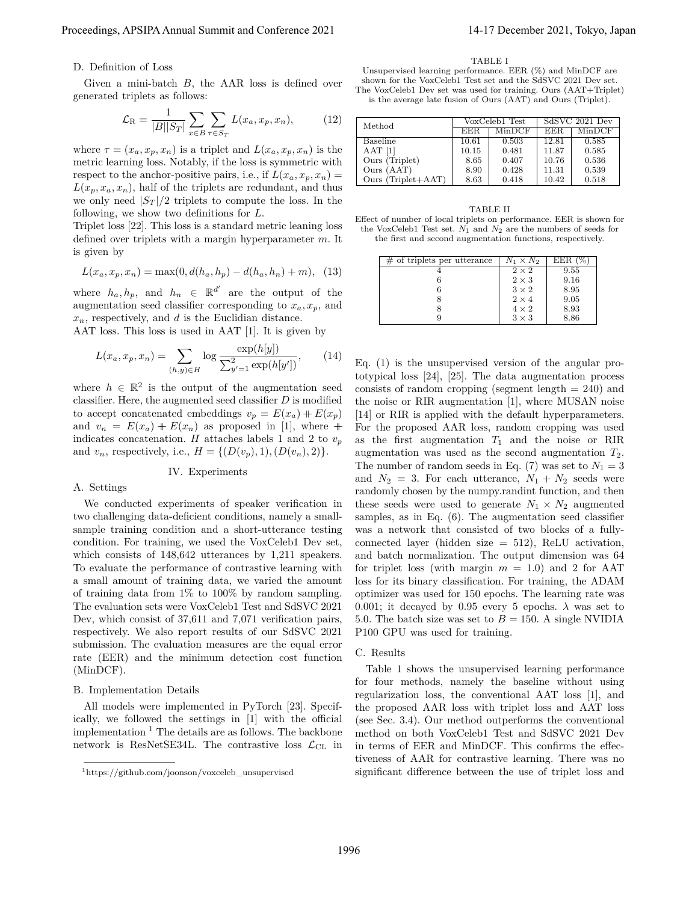### D. Definition of Loss

Given a mini-batch $B$, the AAR loss is defined over generated triplets as follows:

$$\mathcal{L}_{\mathrm{R}} = \frac{1}{|B||S_T|} \sum_{x \in B} \sum_{\tau \in S_T} L(x_a, x_p, x_n), \tag{12}$$

where $\tau = (x_a, x_p, x_n)$ is a triplet and $L(x_a, x_p, x_n)$ is the metric learning loss. Notably, if the loss is symmetric with respect to the anchor-positive pairs, i.e., if $L(x_a, x_p, x_n) = L(x_p, x_a, x_n)$, half of the triplets are redundant, and thus we only need $|S_T|/2$ triplets to compute the loss. In the following, we show two definitions for $L$.

Triplet loss [22]. This loss is a standard metric leaning loss defined over triplets with a margin hyperparameter $m$. It is given by

$$L(x_a, x_p, x_n) = \max(0, d(h_a, h_p) - d(h_a, h_n) + m), \tag{13}$$

where $h_a, h_p$, and $h_n \in \mathbb{R}^{d'}$ are the output of the augmentation seed classifier corresponding to $x_a, x_p$, and $x_n$, respectively, and $d$ is the Euclidian distance.

AAT loss. This loss is used in AAT [1]. It is given by

$$L(x_a, x_p, x_n) = \sum_{(h,y) \in H} \log \frac{\exp(h[y])}{\sum_{y'=1}^{2} \exp(h[y'])}, \tag{14}$$

where $h \in \mathbb{R}^2$ is the output of the augmentation seed classifier. Here, the augmented seed classifier $D$ is modified to accept concatenated embeddings $v_p = E(x_a) + E(x_p)$ and $v_n = E(x_a) + E(x_n)$ as proposed in [1], where $+$ indicates concatenation. $H$ attaches labels 1 and 2 to $v_p$ and $v_n$, respectively, i.e., $H = \{(D(v_p), 1), (D(v_n), 2)\}$.

## IV. Experiments

### A. Settings

We conducted experiments of speaker verification in two challenging data-deficient conditions, namely a small-sample training condition and a short-utterance testing condition. For training, we used the VoxCeleb1 Dev set, which consists of 148,642 utterances by 1,211 speakers. To evaluate the performance of contrastive learning with a small amount of training data, we varied the amount of training data from 1% to 100% by random sampling. The evaluation sets were VoxCeleb1 Test and SdSVC 2021 Dev, which consist of 37,611 and 7,071 verification pairs, respectively. We also report results of our SdSVC 2021 submission. The evaluation measures are the equal error rate (EER) and the minimum detection cost function (MinDCF).

### B. Implementation Details

All models were implemented in PyTorch [23]. Specifically, we followed the settings in [1] with the official implementation [1] The details are as follows. The backbone network is ResNetSE34L. The contrastive loss $\mathcal{L}_{\mathrm{CL}}$ in Eq. (1) is the unsupervised version of the angular prototypical loss [24], [25]. The data augmentation process consists of random cropping (segment length = 240) and the noise or RIR augmentation [1], where MUSAN noise [14] or RIR is applied with the default hyperparameters. For the proposed AAR loss, random cropping was used as the first augmentation $T_1$ and the noise or RIR augmentation was used as the second augmentation $T_2$. The number of random seeds in Eq. (7) was set to $N_1 = 3$ and $N_2 = 3$. For each utterance, $N_1 + N_2$ seeds were randomly chosen by the numpy.randint function, and then these seeds were used to generate $N_1 \times N_2$ augmented samples, as in Eq. (6). The augmentation seed classifier was a network that consisted of two blocks of a fully-connected layer (hidden size = 512), ReLU activation, and batch normalization. The output dimension was 64 for triplet loss (with margin $m = 1.0$) and 2 for AAT loss for its binary classification. For training, the ADAM optimizer was used for 150 epochs. The learning rate was 0.001; it decayed by 0.95 every 5 epochs. $\lambda$ was set to 5.0. The batch size was set to $B = 150$. A single NVIDIA P100 GPU was used for training.

[1] https://github.com/joonson/voxceleb_unsupervised

TABLE I
Unsupervised learning performance. EER (%) and MinDCF are shown for the VoxCeleb1 Test set and the SdSVC 2021 Dev set. The VoxCeleb1 Dev set was used for training. Ours (AAT+Triplet) is the average late fusion of Ours (AAT) and Ours (Triplet).

| Method | VoxCeleb1 Test | | SdSVC 2021 Dev | |
|---|---|---|---|---|
| | EER | MinDCF | EER | MinDCF |
| Baseline | 10.61 | 0.503 | 12.81 | 0.585 |
| AAT [1] | 10.15 | 0.481 | 11.87 | 0.585 |
| Ours (Triplet) | 8.65 | 0.407 | 10.76 | 0.536 |
| Ours (AAT) | 8.90 | 0.428 | 11.31 | 0.539 |
| Ours (Triplet+AAT) | 8.63 | 0.418 | 10.42 | 0.518 |

TABLE II
Effect of number of local triplets on performance. EER is shown for the VoxCeleb1 Test set. $N_1$ and $N_2$ are the numbers of seeds for the first and second augmentation functions, respectively.

| # of triplets per utterance | $N_1 \times N_2$ | EER (%) |
|---|---|---|
| 4 | $2 \times 2$ | 9.55 |
| 6 | $2 \times 3$ | 9.16 |
| 6 | $3 \times 2$ | 8.95 |
| 8 | $2 \times 4$ | 9.05 |
| 8 | $4 \times 2$ | 8.93 |
| 9 | $3 \times 3$ | 8.86 |

### C. Results

Table 1 shows the unsupervised learning performance for four methods, namely the baseline without using regularization loss, the conventional AAT loss [1], and the proposed AAR loss with triplet loss and AAT loss (see Sec. 3.4). Our method outperforms the conventional method on both VoxCeleb1 Test and SdSVC 2021 Dev in terms of EER and MinDCF. This confirms the effectiveness of AAR for contrastive learning. There was no significant difference between the use of triplet loss and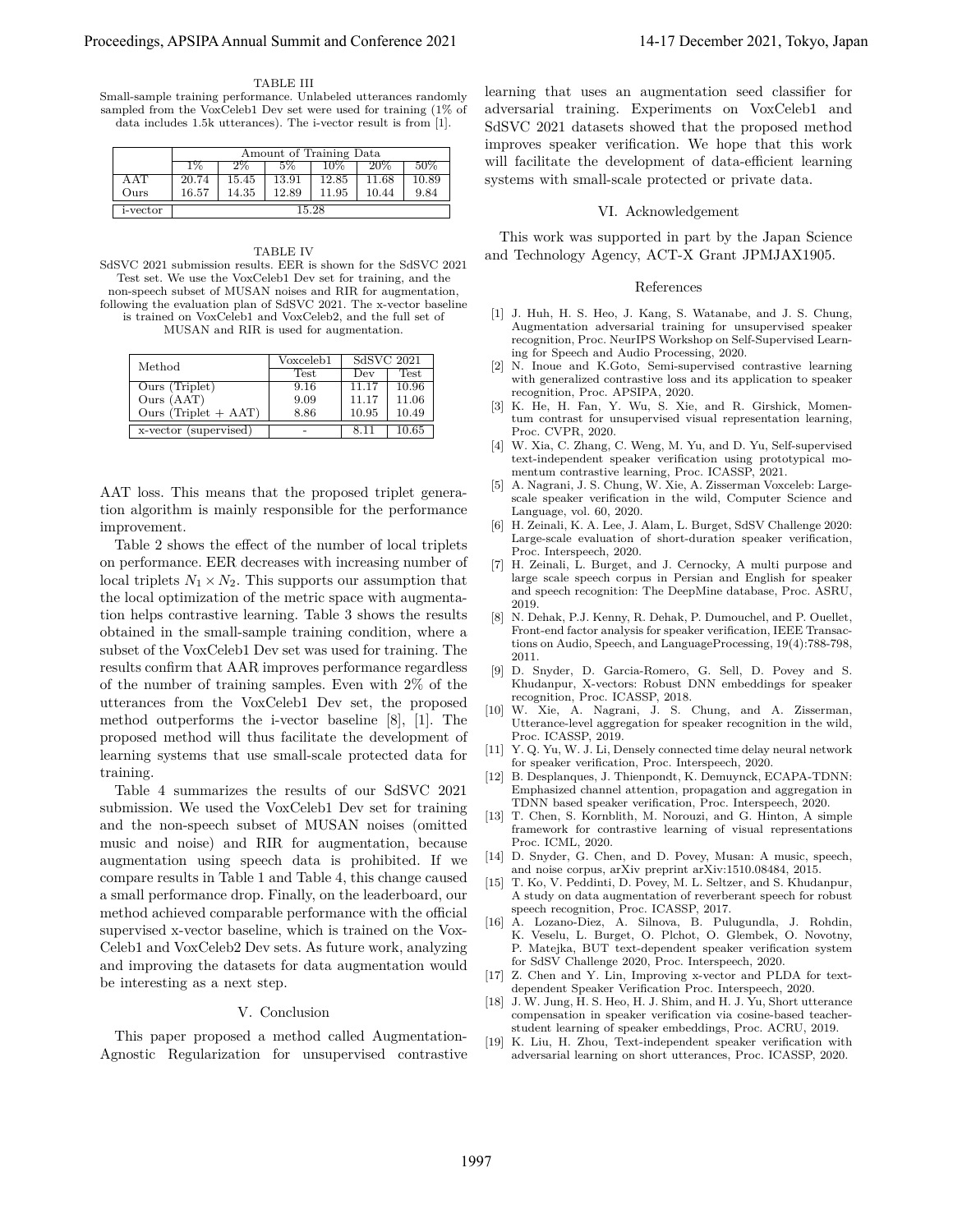TABLE III
Small-sample training performance. Unlabeled utterances randomly sampled from the VoxCeleb1 Dev set were used for training (1% of data includes 1.5k utterances). The i-vector result is from [1].

| | Amount of Training Data | | | | | |
|---|---|---|---|---|---|---|
| | 1% | 2% | 5% | 10% | 20% | 50% |
| AAT | 20.74 | 15.45 | 13.91 | 12.85 | 11.68 | 10.89 |
| Ours | 16.57 | 14.35 | 12.89 | 11.95 | 10.44 | 9.84 |
| i-vector | 15.28 | | | | | |

TABLE IV
SdSVC 2021 submission results. EER is shown for the SdSVC 2021 Test set. We use the VoxCeleb1 Dev set for training, and the non-speech subset of MUSAN noises and RIR for augmentation, following the evaluation plan of SdSVC 2021. The x-vector baseline is trained on VoxCeleb1 and VoxCeleb2, and the full set of MUSAN and RIR is used for augmentation.

| Method | Voxceleb1 | SdSVC 2021 | |
|---|---|---|---|
| | Test | Dev | Test |
| Ours (Triplet) | 9.16 | 11.17 | 10.96 |
| Ours (AAT) | 9.09 | 11.17 | 11.06 |
| Ours (Triplet + AAT) | 8.86 | 10.95 | 10.49 |
| x-vector (supervised) | - | 8.11 | 10.65 |

AAT loss. This means that the proposed triplet generation algorithm is mainly responsible for the performance improvement.

Table 2 shows the effect of the number of local triplets on performance. EER decreases with increasing number of local triplets $N_1 \times N_2$. This supports our assumption that the local optimization of the metric space with augmentation helps contrastive learning. Table 3 shows the results obtained in the small-sample training condition, where a subset of the VoxCeleb1 Dev set was used for training. The results confirm that AAR improves performance regardless of the number of training samples. Even with 2% of the utterances from the VoxCeleb1 Dev set, the proposed method outperforms the i-vector baseline [8], [1]. The proposed method will thus facilitate the development of learning systems that use small-scale protected data for training.

Table 4 summarizes the results of our SdSVC 2021 submission. We used the VoxCeleb1 Dev set for training and the non-speech subset of MUSAN noises (omitted music and noise) and RIR for augmentation, because augmentation using speech data is prohibited. If we compare results in Table 1 and Table 4, this change caused a small performance drop. Finally, on the leaderboard, our method achieved comparable performance with the official supervised x-vector baseline, which is trained on the VoxCeleb1 and VoxCeleb2 Dev sets. As future work, analyzing and improving the datasets for data augmentation would be interesting as a next step.

## V. Conclusion

This paper proposed a method called Augmentation-Agnostic Regularization for unsupervised contrastive learning that uses an augmentation seed classifier for adversarial training. Experiments on VoxCeleb1 and SdSVC 2021 datasets showed that the proposed method improves speaker verification. We hope that this work will facilitate the development of data-efficient learning systems with small-scale protected or private data.

## VI. Acknowledgement

This work was supported in part by the Japan Science and Technology Agency, ACT-X Grant JPMJAX1905.

## References

[1] J. Huh, H. S. Heo, J. Kang, S. Watanabe, and J. S. Chung, Augmentation adversarial training for unsupervised speaker recognition, Proc. NeurIPS Workshop on Self-Supervised Learning for Speech and Audio Processing, 2020.

[2] N. Inoue and K.Goto, Semi-supervised contrastive learning with generalized contrastive loss and its application to speaker recognition, Proc. APSIPA, 2020.

[3] K. He, H. Fan, Y. Wu, S. Xie, and R. Girshick, Momentum contrast for unsupervised visual representation learning, Proc. CVPR, 2020.

[4] W. Xia, C. Zhang, C. Weng, M. Yu, and D. Yu, Self-supervised text-independent speaker verification using prototypical momentum contrastive learning, Proc. ICASSP, 2021.

[5] A. Nagrani, J. S. Chung, W. Xie, A. Zisserman Voxceleb: Large-scale speaker verification in the wild, Computer Science and Language, vol. 60, 2020.

[6] H. Zeinali, K. A. Lee, J. Alam, L. Burget, SdSV Challenge 2020: Large-scale evaluation of short-duration speaker verification, Proc. Interspeech, 2020.

[7] H. Zeinali, L. Burget, and J. Cernocky, A multi purpose and large scale speech corpus in Persian and English for speaker and speech recognition: The DeepMine database, Proc. ASRU, 2019.

[8] N. Dehak, P.J. Kenny, R. Dehak, P. Dumouchel, and P. Ouellet, Front-end factor analysis for speaker verification, IEEE Transactions on Audio, Speech, and LanguageProcessing, 19(4):788-798, 2011.

[9] D. Snyder, D. Garcia-Romero, G. Sell, D. Povey and S. Khudanpur, X-vectors: Robust DNN embeddings for speaker recognition, Proc. ICASSP, 2018.

[10] W. Xie, A. Nagrani, J. S. Chung, and A. Zisserman, Utterance-level aggregation for speaker recognition in the wild, Proc. ICASSP, 2019.

[11] Y. Q. Yu, W. J. Li, Densely connected time delay neural network for speaker verification, Proc. Interspeech, 2020.

[12] B. Desplanques, J. Thienpondt, K. Demuynck, ECAPA-TDNN: Emphasized channel attention, propagation and aggregation in TDNN based speaker verification, Proc. Interspeech, 2020.

[13] T. Chen, S. Kornblith, M. Norouzi, and G. Hinton, A simple framework for contrastive learning of visual representations Proc. ICML, 2020.

[14] D. Snyder, G. Chen, and D. Povey, Musan: A music, speech, and noise corpus, arXiv preprint arXiv:1510.08484, 2015.

[15] T. Ko, V. Peddinti, D. Povey, M. L. Seltzer, and S. Khudanpur, A study on data augmentation of reverberant speech for robust speech recognition, Proc. ICASSP, 2017.

[16] A. Lozano-Diez, A. Silnova, B. Pulugundla, J. Rohdin, K. Veselu, L. Burget, O. Plchot, O. Glembek, O. Novotny, P. Matejka, BUT text-dependent speaker verification system for SdSV Challenge 2020, Proc. Interspeech, 2020.

[17] Z. Chen and Y. Lin, Improving x-vector and PLDA for text-dependent Speaker Verification Proc. Interspeech, 2020.

[18] J. W. Jung, H. S. Heo, H. J. Shim, and H. J. Yu, Short utterance compensation in speaker verification via cosine-based teacher-student learning of speaker embeddings, Proc. ACRU, 2019.

[19] K. Liu, H. Zhou, Text-independent speaker verification with adversarial learning on short utterances, Proc. ICASSP, 2020.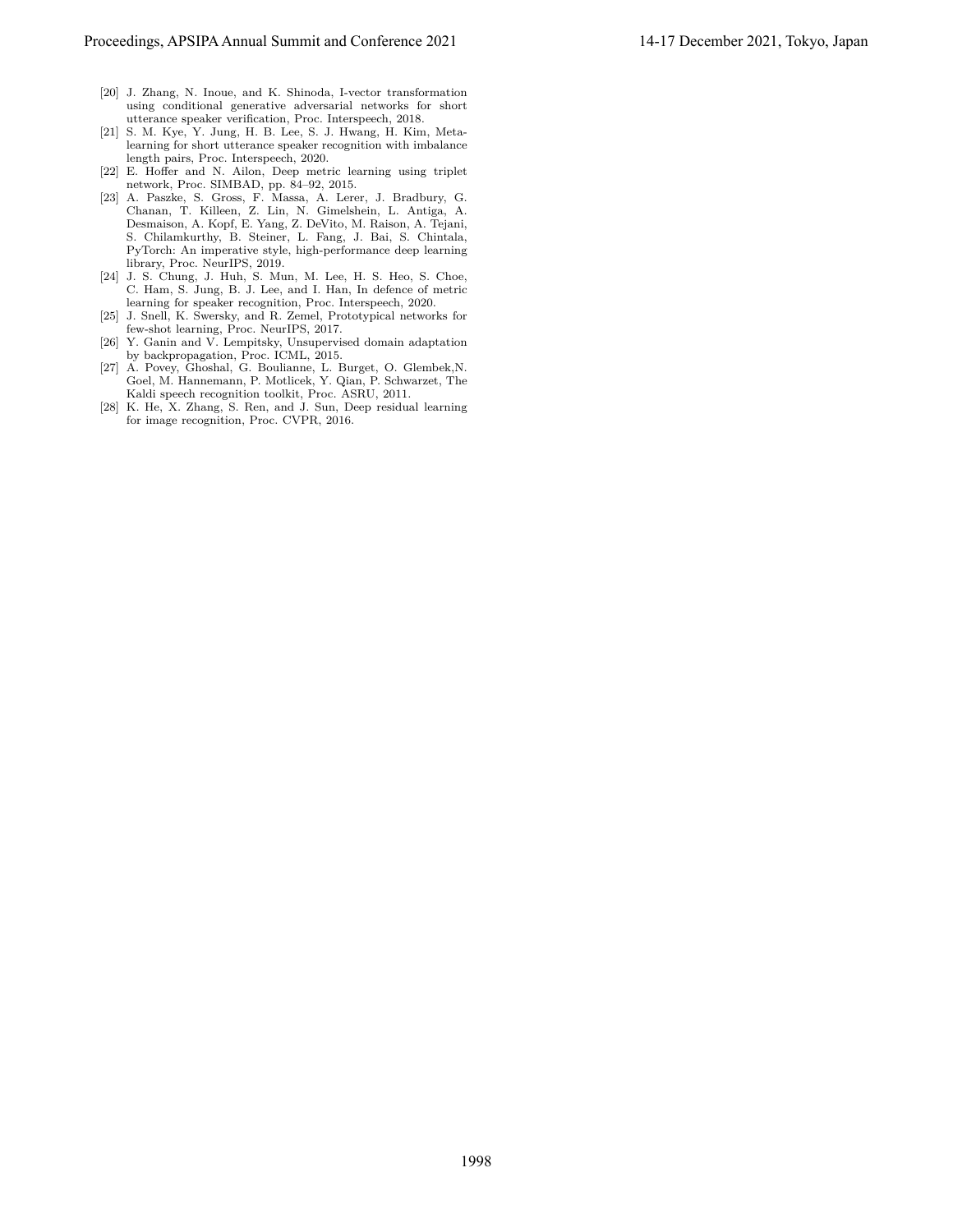[20] J. Zhang, N. Inoue, and K. Shinoda, I-vector transformation using conditional generative adversarial networks for short utterance speaker verification, Proc. Interspeech, 2018.

[21] S. M. Kye, Y. Jung, H. B. Lee, S. J. Hwang, H. Kim, Meta-learning for short utterance speaker recognition with imbalance length pairs, Proc. Interspeech, 2020.

[22] E. Hoffer and N. Ailon, Deep metric learning using triplet network, Proc. SIMBAD, pp. 84–92, 2015.

[23] A. Paszke, S. Gross, F. Massa, A. Lerer, J. Bradbury, G. Chanan, T. Killeen, Z. Lin, N. Gimelshein, L. Antiga, A. Desmaison, A. Kopf, E. Yang, Z. DeVito, M. Raison, A. Tejani, S. Chilamkurthy, B. Steiner, L. Fang, J. Bai, S. Chintala, PyTorch: An imperative style, high-performance deep learning library, Proc. NeurIPS, 2019.

[24] J. S. Chung, J. Huh, S. Mun, M. Lee, H. S. Heo, S. Choe, C. Ham, S. Jung, B. J. Lee, and I. Han, In defence of metric learning for speaker recognition, Proc. Interspeech, 2020.

[25] J. Snell, K. Swersky, and R. Zemel, Prototypical networks for few-shot learning, Proc. NeurIPS, 2017.

[26] Y. Ganin and V. Lempitsky, Unsupervised domain adaptation by backpropagation, Proc. ICML, 2015.

[27] A. Povey, Ghoshal, G. Boulianne, L. Burget, O. Glembek,N. Goel, M. Hannemann, P. Motlicek, Y. Qian, P. Schwarzet, The Kaldi speech recognition toolkit, Proc. ASRU, 2011.

[28] K. He, X. Zhang, S. Ren, and J. Sun, Deep residual learning for image recognition, Proc. CVPR, 2016.